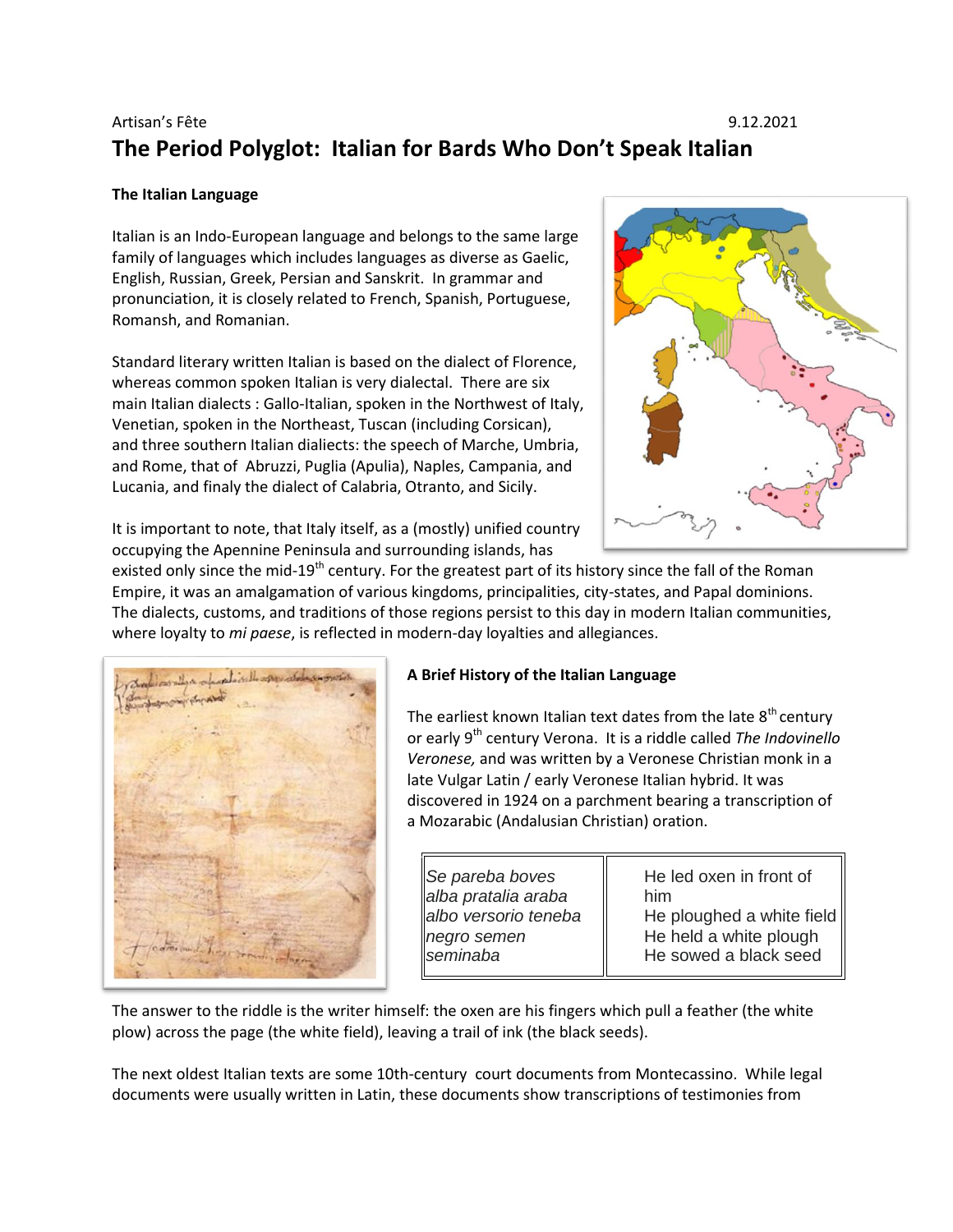Artisan's Fête 9.12.2021

# The Period Polyglot: Italian for Bards Who Don't Speak Italian

**The Italian Language**

Italian is an Indo-European language and belongs to the same large family of languages which includes languages as diverse as Gaelic, English, Russian, Greek, Persian and Sanskrit. In grammar and pronunciation, it is closely related to French, Spanish, Portuguese, Romansh, and Romanian.

Standard literary written Italian is based on the dialect of Florence, whereas common spoken Italian is very dialectal. There are six main Italian dialects : Gallo-Italian, spoken in the Northwest of Italy, Venetian, spoken in the Northeast, Tuscan (including Corsican), and three southern Italian dialiects: the speech of Marche, Umbria, and Rome, that of Abruzzi, Puglia (Apulia), Naples, Campania, and Lucania, and finaly the dialect of Calabria, Otranto, and Sicily.

It is important to note, that Italy itself, as a (mostly) unified country occupying the Apennine Peninsula and surrounding islands, has existed only since the mid-19th century. For the greatest part of its history since the fall of the Roman Empire, it was an amalgamation of various kingdoms, principalities, city-states, and Papal dominions. The dialects, customs, and traditions of those regions persist to this day in modern Italian communities, where loyalty to *mi paese*, is reflected in modern-day loyalties and allegiances.

**A Brief History of the Italian Language**

The earliest known Italian text dates from the late 8th century or early 9th century Verona. It is a riddle called *The Indovinello Veronese,* and was written by a Veronese Christian monk in a late Vulgar Latin / early Veronese Italian hybrid. It was discovered in 1924 on a parchment bearing a transcription of a Mozarabic (Andalusian Christian) oration.

| | |
|---|---|
| *Se pareba boves alba pratalia araba albo versorio teneba negro semen seminaba* | He led oxen in front of him<br>He ploughed a white field<br>He held a white plough<br>He sowed a black seed |

The answer to the riddle is the writer himself: the oxen are his fingers which pull a feather (the white plow) across the page (the white field), leaving a trail of ink (the black seeds).

The next oldest Italian texts are some 10th-century court documents from Montecassino. While legal documents were usually written in Latin, these documents show transcriptions of testimonies from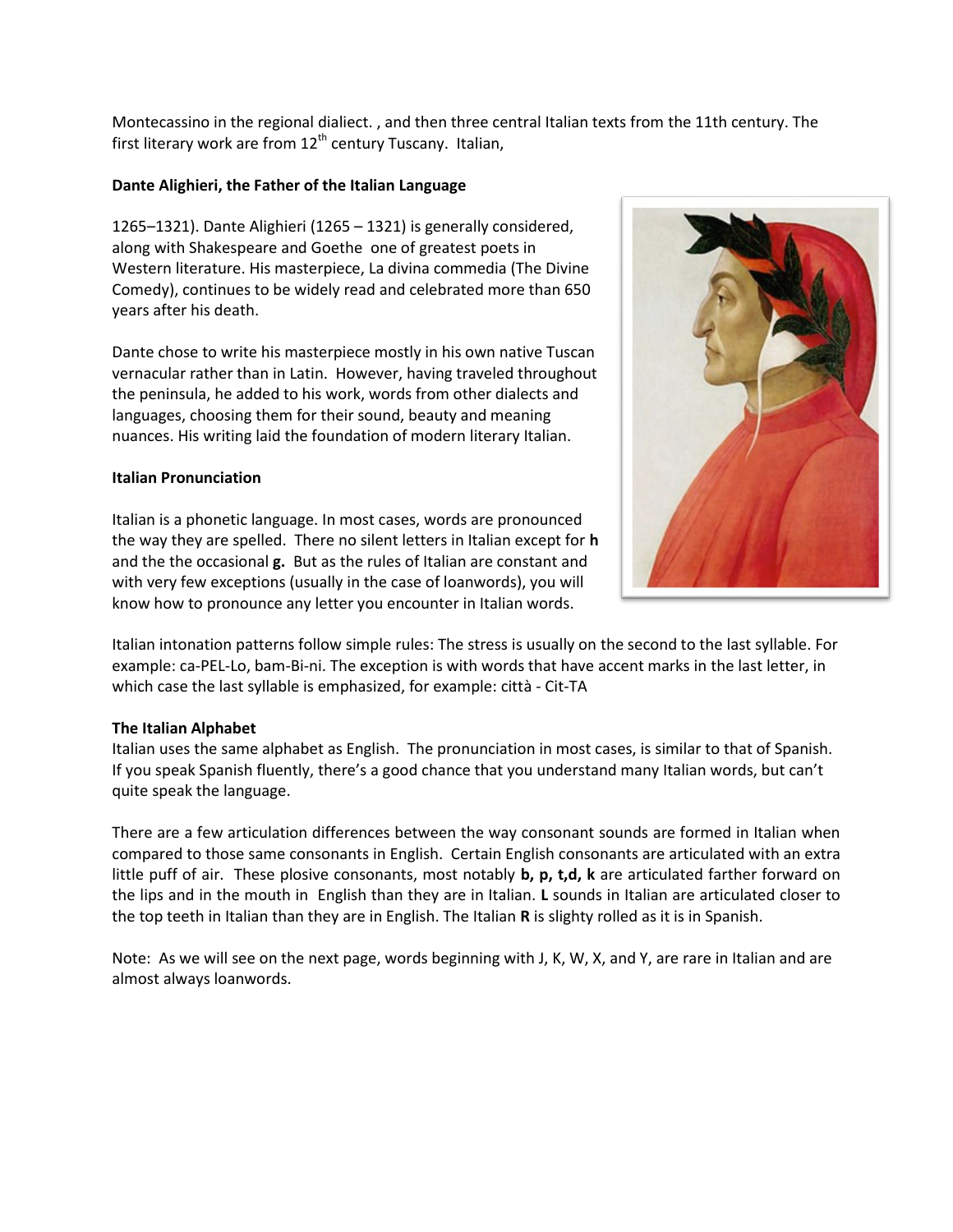Montecassino in the regional dialiect. , and then three central Italian texts from the 11th century. The first literary work are from 12th century Tuscany. Italian,

**Dante Alighieri, the Father of the Italian Language**

1265–1321). Dante Alighieri (1265 – 1321) is generally considered, along with Shakespeare and Goethe one of greatest poets in Western literature. His masterpiece, La divina commedia (The Divine Comedy), continues to be widely read and celebrated more than 650 years after his death.

Dante chose to write his masterpiece mostly in his own native Tuscan vernacular rather than in Latin. However, having traveled throughout the peninsula, he added to his work, words from other dialects and languages, choosing them for their sound, beauty and meaning nuances. His writing laid the foundation of modern literary Italian.

**Italian Pronunciation**

Italian is a phonetic language. In most cases, words are pronounced the way they are spelled. There no silent letters in Italian except for **h** and the the occasional **g.** But as the rules of Italian are constant and with very few exceptions (usually in the case of loanwords), you will know how to pronounce any letter you encounter in Italian words.

Italian intonation patterns follow simple rules: The stress is usually on the second to the last syllable. For example: ca-PEL-Lo, bam-Bi-ni. The exception is with words that have accent marks in the last letter, in which case the last syllable is emphasized, for example: città - Cit-TA

**The Italian Alphabet**

Italian uses the same alphabet as English. The pronunciation in most cases, is similar to that of Spanish. If you speak Spanish fluently, there's a good chance that you understand many Italian words, but can't quite speak the language.

There are a few articulation differences between the way consonant sounds are formed in Italian when compared to those same consonants in English. Certain English consonants are articulated with an extra little puff of air. These plosive consonants, most notably **b, p, t,d, k** are articulated farther forward on the lips and in the mouth in English than they are in Italian. **L** sounds in Italian are articulated closer to the top teeth in Italian than they are in English. The Italian **R** is slighty rolled as it is in Spanish.

Note: As we will see on the next page, words beginning with J, K, W, X, and Y, are rare in Italian and are almost always loanwords.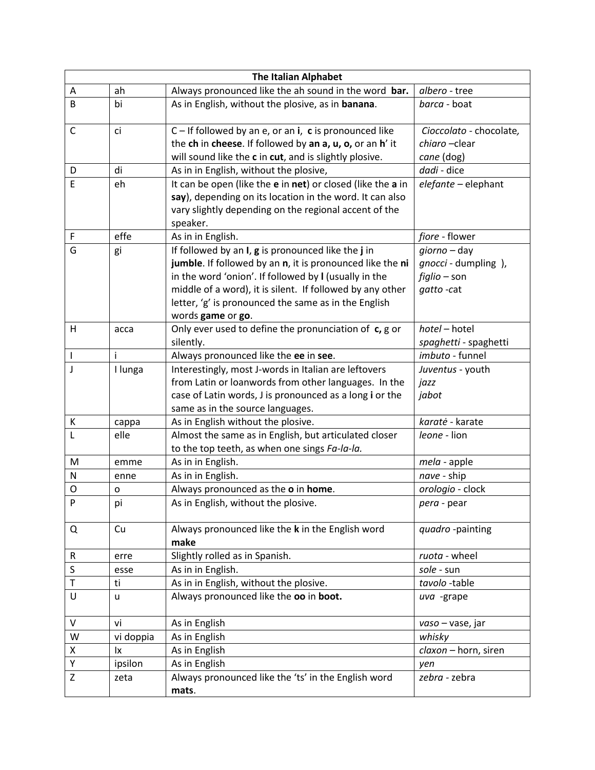| The Italian Alphabet | | | |
|---|---|---|---|
| A | ah | Always pronounced like the ah sound in the word **bar.** | *albero* - tree |
| B | bi | As in English, without the plosive, as in **banana**. | *barca* - boat |
| C | ci | C – If followed by an e, or an **i**, **c** is pronounced like the **ch** in **cheese**. If followed by **an a, u, o,** or an **h**' it will sound like the **c** in **cut**, and is slightly plosive. | *Cioccolato* - chocolate, *chiaro* –clear *cane* (dog) |
| D | di | As in in English, without the plosive, | *dadi* - dice |
| E | eh | It can be open (like the **e** in **net**) or closed (like the **a** in **say**), depending on its location in the word. It can also vary slightly depending on the regional accent of the speaker. | *elefante* – elephant |
| F | effe | As in in English. | *fiore* - flower |
| G | gi | If followed by an **I**, **g** is pronounced like the **j** in **jumble**. If followed by an **n**, it is pronounced like the **ni** in the word 'onion'. If followed by **l** (usually in the middle of a word), it is silent. If followed by any other letter, 'g' is pronounced the same as in the English words **game** or **go**. | *giorno* – day *gnocci* - dumpling ), *figlio* – son *gatto* -cat |
| H | acca | Only ever used to define the pronunciation of **c,** g or silently. | *hotel* – hotel *spaghetti* - spaghetti |
| I | i | Always pronounced like the **ee** in **see**. | *imbuto* - funnel |
| J | I lunga | Interestingly, most J-words in Italian are leftovers from Latin or loanwords from other languages. In the case of Latin words, J is pronounced as a long **i** or the same as in the source languages. | *Juventus* - youth *jazz* *jabot* |
| K | cappa | As in English without the plosive. | *karatė* - karate |
| L | elle | Almost the same as in English, but articulated closer to the top teeth, as when one sings *Fa-la-la.* | *leone* - lion |
| M | emme | As in in English. | *mela* - apple |
| N | enne | As in in English. | *nave* - ship |
| O | o | Always pronounced as the **o** in **home**. | *orologio* - clock |
| P | pi | As in English, without the plosive. | *pera* - pear |
| Q | Cu | Always pronounced like the **k** in the English word **make** | *quadro* -painting |
| R | erre | Slightly rolled as in Spanish. | *ruota* - wheel |
| S | esse | As in in English. | *sole* - sun |
| T | ti | As in in English, without the plosive. | *tavolo* -table |
| U | u | Always pronounced like the **oo** in **boot.** | *uva* -grape |
| V | vi | As in English | *vaso* – vase, jar |
| W | vi doppia | As in English | *whisky* |
| X | Ix | As in English | *claxon* – horn, siren |
| Y | ipsilon | As in English | *yen* |
| Z | zeta | Always pronounced like the 'ts' in the English word **mats**. | *zebra* - zebra |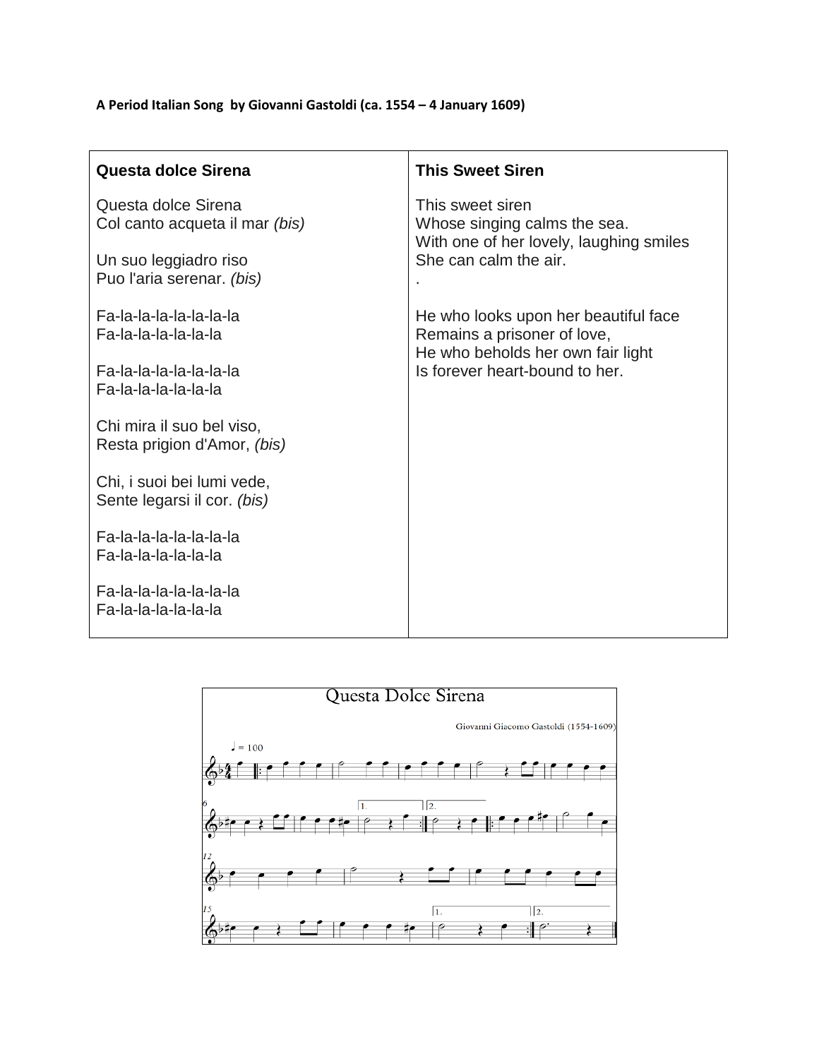**A Period Italian Song by Giovanni Gastoldi (ca. 1554 – 4 January 1609)**

| **Questa dolce Sirena** | **This Sweet Siren** |
|---|---|
| Questa dolce Sirena<br>Col canto acqueta il mar *(bis)*<br><br>Un suo leggiadro riso<br>Puo l'aria serenar. *(bis)*<br><br>Fa-la-la-la-la-la-la-la<br>Fa-la-la-la-la-la-la<br><br>Fa-la-la-la-la-la-la-la<br>Fa-la-la-la-la-la-la<br><br>Chi mira il suo bel viso,<br>Resta prigion d'Amor, *(bis)*<br><br>Chi, i suoi bei lumi vede,<br>Sente legarsi il cor. *(bis)*<br><br>Fa-la-la-la-la-la-la-la<br>Fa-la-la-la-la-la-la<br><br>Fa-la-la-la-la-la-la-la<br>Fa-la-la-la-la-la-la | This sweet siren<br>Whose singing calms the sea.<br>With one of her lovely, laughing smiles<br>She can calm the air.<br>.<br><br>He who looks upon her beautiful face<br>Remains a prisoner of love,<br>He who beholds her own fair light<br>Is forever heart-bound to her. |

Questa Dolce Sirena

Giovanni Giacomo Gastoldi (1554-1609)

♩ = 100